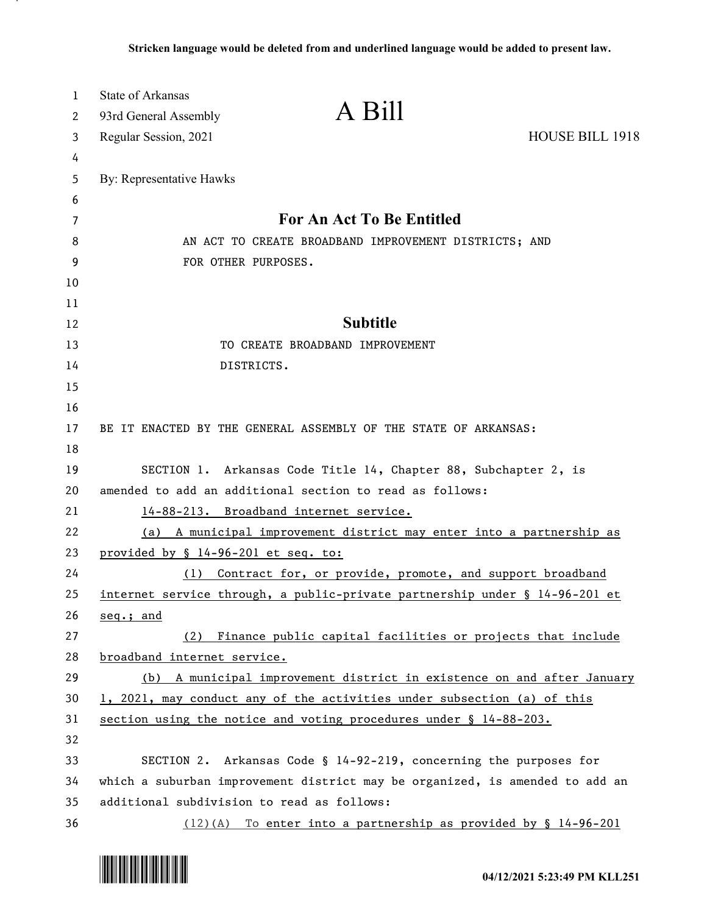Stricken language would be deleted from and underlined language would be added to present law.

State of Arkansas
93rd General Assembly
Regular Session, 2021

# A Bill

HOUSE BILL 1918

By: Representative Hawks

## For An Act To Be Entitled

AN ACT TO CREATE BROADBAND IMPROVEMENT DISTRICTS; AND FOR OTHER PURPOSES.

## Subtitle

TO CREATE BROADBAND IMPROVEMENT DISTRICTS.

BE IT ENACTED BY THE GENERAL ASSEMBLY OF THE STATE OF ARKANSAS:

SECTION 1. Arkansas Code Title 14, Chapter 88, Subchapter 2, is amended to add an additional section to read as follows:

14-88-213. Broadband internet service.

(a) A municipal improvement district may enter into a partnership as provided by § 14-96-201 et seq. to:

(1) Contract for, or provide, promote, and support broadband internet service through, a public-private partnership under § 14-96-201 et seq.; and

(2) Finance public capital facilities or projects that include broadband internet service.

(b) A municipal improvement district in existence on and after January 1, 2021, may conduct any of the activities under subsection (a) of this section using the notice and voting procedures under § 14-88-203.

SECTION 2. Arkansas Code § 14-92-219, concerning the purposes for which a suburban improvement district may be organized, is amended to add an additional subdivision to read as follows:

(12)(A) To enter into a partnership as provided by § 14-96-201

04/12/2021 5:23:49 PM KLL251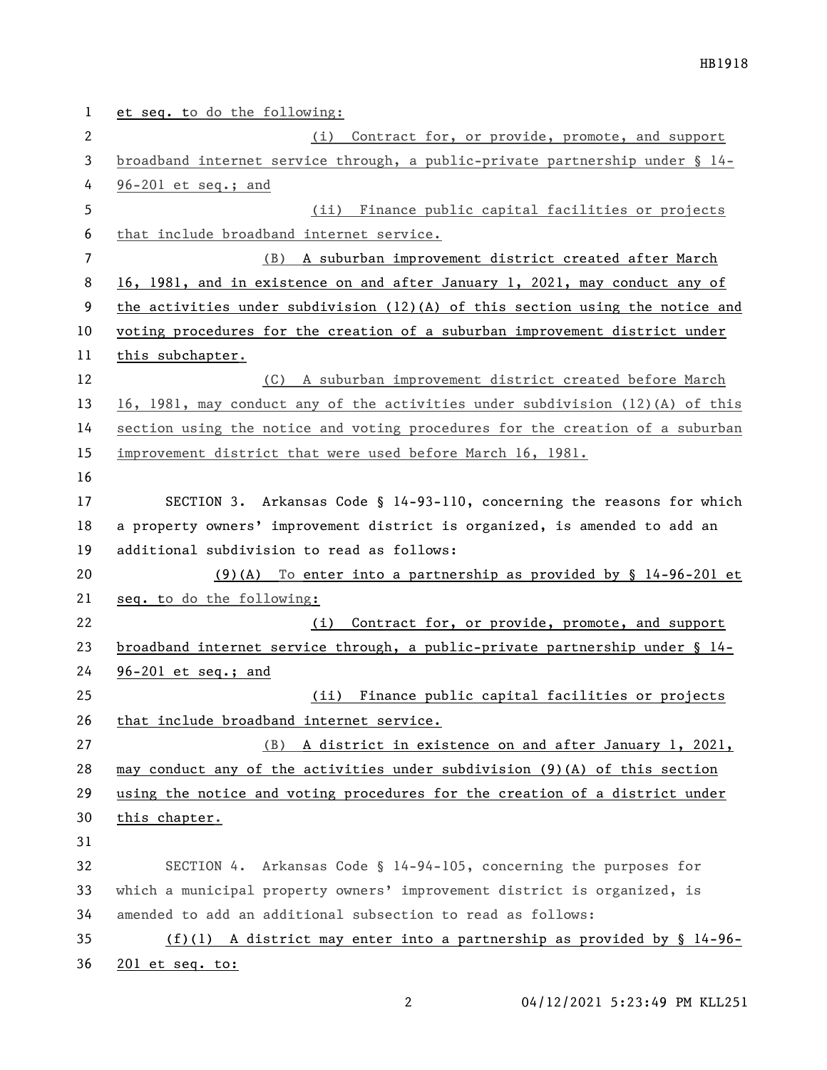et seq. to do the following:

(i) Contract for, or provide, promote, and support broadband internet service through, a public-private partnership under § 14-96-201 et seq.; and

(ii) Finance public capital facilities or projects that include broadband internet service.

(B) A suburban improvement district created after March 16, 1981, and in existence on and after January 1, 2021, may conduct any of the activities under subdivision (12)(A) of this section using the notice and voting procedures for the creation of a suburban improvement district under this subchapter.

(C) A suburban improvement district created before March 16, 1981, may conduct any of the activities under subdivision (12)(A) of this section using the notice and voting procedures for the creation of a suburban improvement district that were used before March 16, 1981.

SECTION 3. Arkansas Code § 14-93-110, concerning the reasons for which a property owners' improvement district is organized, is amended to add an additional subdivision to read as follows:

(9)(A) To enter into a partnership as provided by § 14-96-201 et seq. to do the following:

(i) Contract for, or provide, promote, and support broadband internet service through, a public-private partnership under § 14-96-201 et seq.; and

(ii) Finance public capital facilities or projects that include broadband internet service.

(B) A district in existence on and after January 1, 2021, may conduct any of the activities under subdivision (9)(A) of this section using the notice and voting procedures for the creation of a district under this chapter.

SECTION 4. Arkansas Code § 14-94-105, concerning the purposes for which a municipal property owners' improvement district is organized, is amended to add an additional subsection to read as follows:

(f)(1) A district may enter into a partnership as provided by § 14-96-201 et seq. to: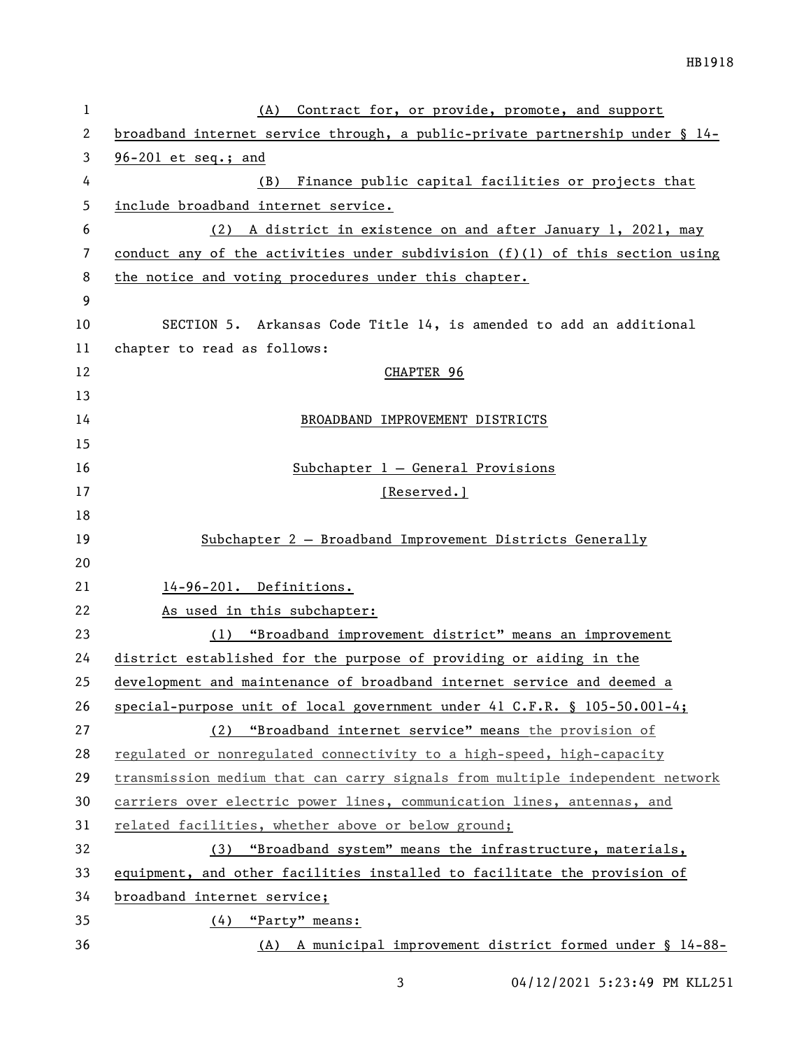(A) Contract for, or provide, promote, and support broadband internet service through, a public-private partnership under § 14-96-201 et seq.; and

(B) Finance public capital facilities or projects that include broadband internet service.

(2) A district in existence on and after January 1, 2021, may conduct any of the activities under subdivision (f)(1) of this section using the notice and voting procedures under this chapter.

SECTION 5. Arkansas Code Title 14, is amended to add an additional chapter to read as follows:

CHAPTER 96

BROADBAND IMPROVEMENT DISTRICTS

Subchapter 1 — General Provisions

[Reserved.]

Subchapter 2 — Broadband Improvement Districts Generally

14-96-201. Definitions.

As used in this subchapter:

(1) "Broadband improvement district" means an improvement district established for the purpose of providing or aiding in the development and maintenance of broadband internet service and deemed a special-purpose unit of local government under 41 C.F.R. § 105-50.001-4;

(2) "Broadband internet service" means the provision of regulated or nonregulated connectivity to a high-speed, high-capacity transmission medium that can carry signals from multiple independent network carriers over electric power lines, communication lines, antennas, and related facilities, whether above or below ground;

(3) "Broadband system" means the infrastructure, materials, equipment, and other facilities installed to facilitate the provision of broadband internet service;

(4) "Party" means:

(A) A municipal improvement district formed under § 14-88-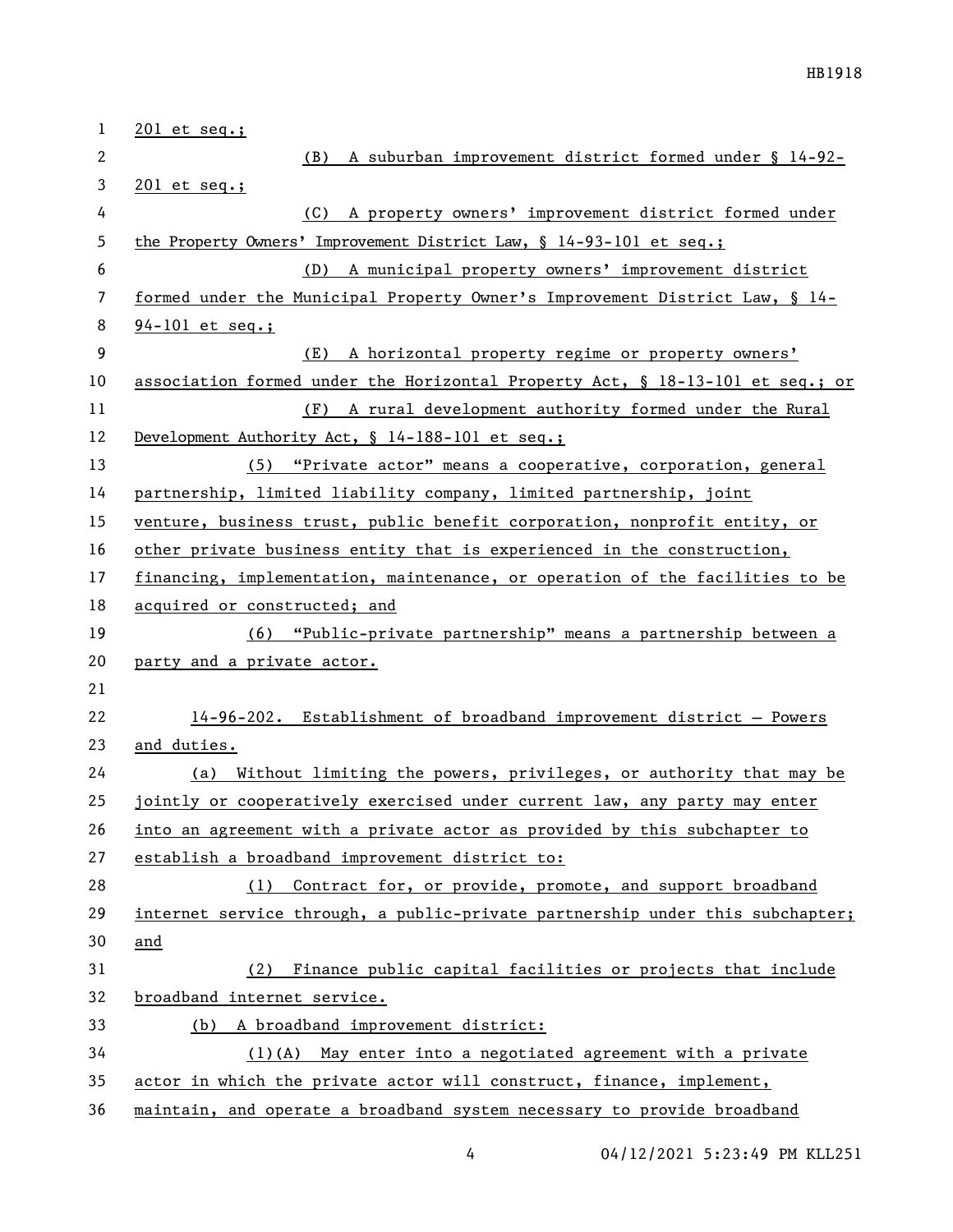201 et seq.;

(B) A suburban improvement district formed under § 14-92-201 et seq.;

(C) A property owners' improvement district formed under the Property Owners' Improvement District Law, § 14-93-101 et seq.;

(D) A municipal property owners' improvement district formed under the Municipal Property Owner's Improvement District Law, § 14-94-101 et seq.;

(E) A horizontal property regime or property owners' association formed under the Horizontal Property Act, § 18-13-101 et seq.; or

(F) A rural development authority formed under the Rural Development Authority Act, § 14-188-101 et seq.;

(5) "Private actor" means a cooperative, corporation, general partnership, limited liability company, limited partnership, joint venture, business trust, public benefit corporation, nonprofit entity, or other private business entity that is experienced in the construction, financing, implementation, maintenance, or operation of the facilities to be acquired or constructed; and

(6) "Public-private partnership" means a partnership between a party and a private actor.

14-96-202. Establishment of broadband improvement district — Powers and duties.

(a) Without limiting the powers, privileges, or authority that may be jointly or cooperatively exercised under current law, any party may enter into an agreement with a private actor as provided by this subchapter to establish a broadband improvement district to:

(1) Contract for, or provide, promote, and support broadband internet service through, a public-private partnership under this subchapter; and

(2) Finance public capital facilities or projects that include broadband internet service.

(b) A broadband improvement district:

(1)(A) May enter into a negotiated agreement with a private actor in which the private actor will construct, finance, implement, maintain, and operate a broadband system necessary to provide broadband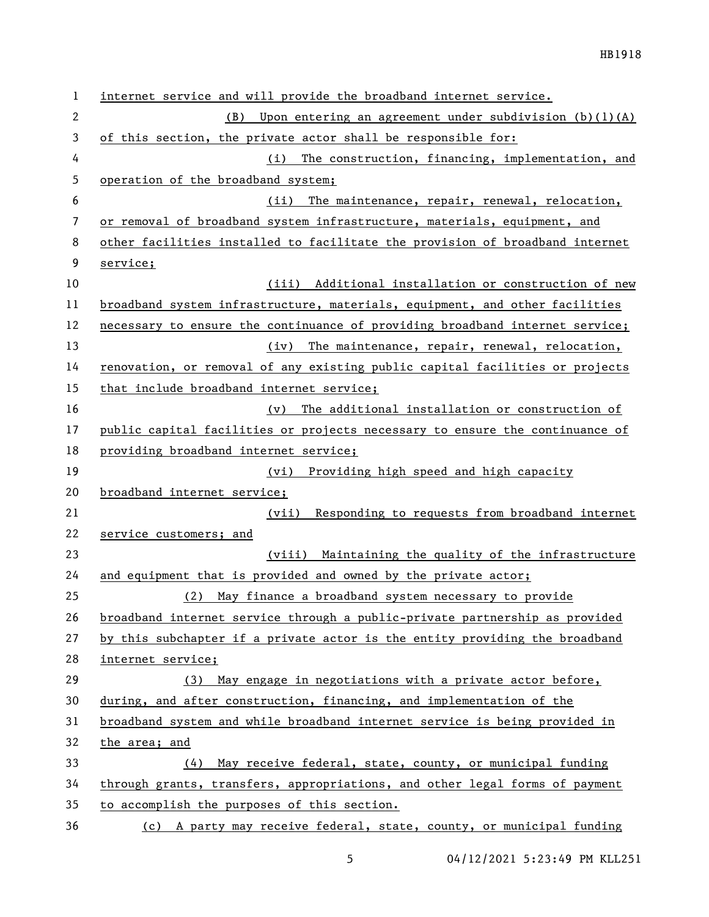internet service and will provide the broadband internet service.

(B) Upon entering an agreement under subdivision (b)(1)(A) of this section, the private actor shall be responsible for:

(i) The construction, financing, implementation, and operation of the broadband system;

(ii) The maintenance, repair, renewal, relocation, or removal of broadband system infrastructure, materials, equipment, and other facilities installed to facilitate the provision of broadband internet service;

(iii) Additional installation or construction of new broadband system infrastructure, materials, equipment, and other facilities necessary to ensure the continuance of providing broadband internet service;

(iv) The maintenance, repair, renewal, relocation, renovation, or removal of any existing public capital facilities or projects that include broadband internet service;

(v) The additional installation or construction of public capital facilities or projects necessary to ensure the continuance of providing broadband internet service;

(vi) Providing high speed and high capacity broadband internet service;

(vii) Responding to requests from broadband internet service customers; and

(viii) Maintaining the quality of the infrastructure and equipment that is provided and owned by the private actor;

(2) May finance a broadband system necessary to provide broadband internet service through a public-private partnership as provided by this subchapter if a private actor is the entity providing the broadband internet service;

(3) May engage in negotiations with a private actor before, during, and after construction, financing, and implementation of the broadband system and while broadband internet service is being provided in the area; and

(4) May receive federal, state, county, or municipal funding through grants, transfers, appropriations, and other legal forms of payment to accomplish the purposes of this section.

(c) A party may receive federal, state, county, or municipal funding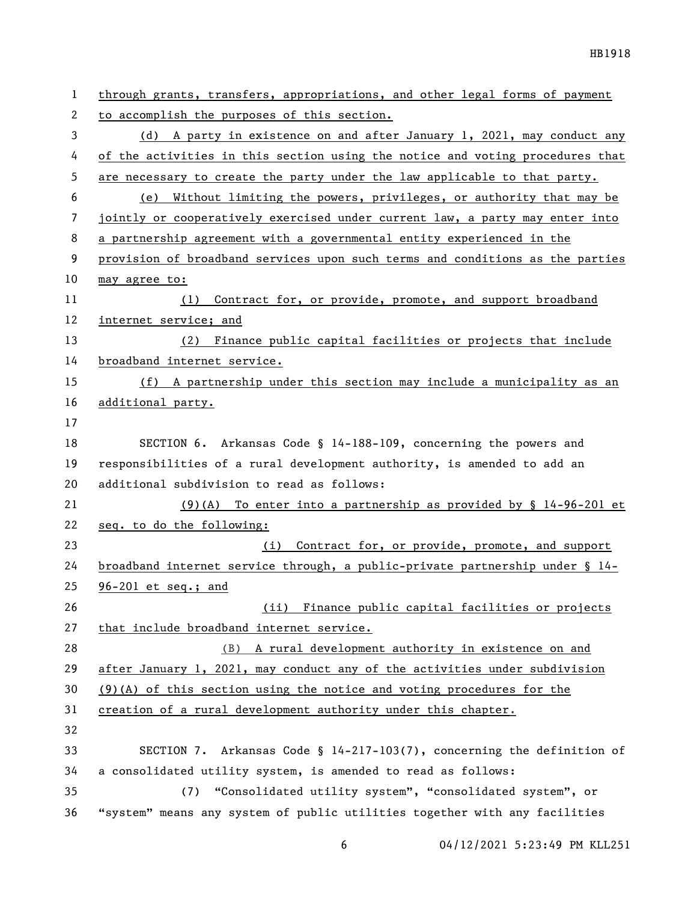through grants, transfers, appropriations, and other legal forms of payment to accomplish the purposes of this section.

(d) A party in existence on and after January 1, 2021, may conduct any of the activities in this section using the notice and voting procedures that are necessary to create the party under the law applicable to that party.

(e) Without limiting the powers, privileges, or authority that may be jointly or cooperatively exercised under current law, a party may enter into a partnership agreement with a governmental entity experienced in the provision of broadband services upon such terms and conditions as the parties may agree to:

(1) Contract for, or provide, promote, and support broadband internet service; and

(2) Finance public capital facilities or projects that include broadband internet service.

(f) A partnership under this section may include a municipality as an additional party.

SECTION 6. Arkansas Code § 14-188-109, concerning the powers and responsibilities of a rural development authority, is amended to add an additional subdivision to read as follows:

(9)(A) To enter into a partnership as provided by § 14-96-201 et seq. to do the following:

(i) Contract for, or provide, promote, and support broadband internet service through, a public-private partnership under § 14-96-201 et seq.; and

(ii) Finance public capital facilities or projects that include broadband internet service.

(B) A rural development authority in existence on and after January 1, 2021, may conduct any of the activities under subdivision (9)(A) of this section using the notice and voting procedures for the creation of a rural development authority under this chapter.

SECTION 7. Arkansas Code § 14-217-103(7), concerning the definition of a consolidated utility system, is amended to read as follows:

(7) "Consolidated utility system", "consolidated system", or "system" means any system of public utilities together with any facilities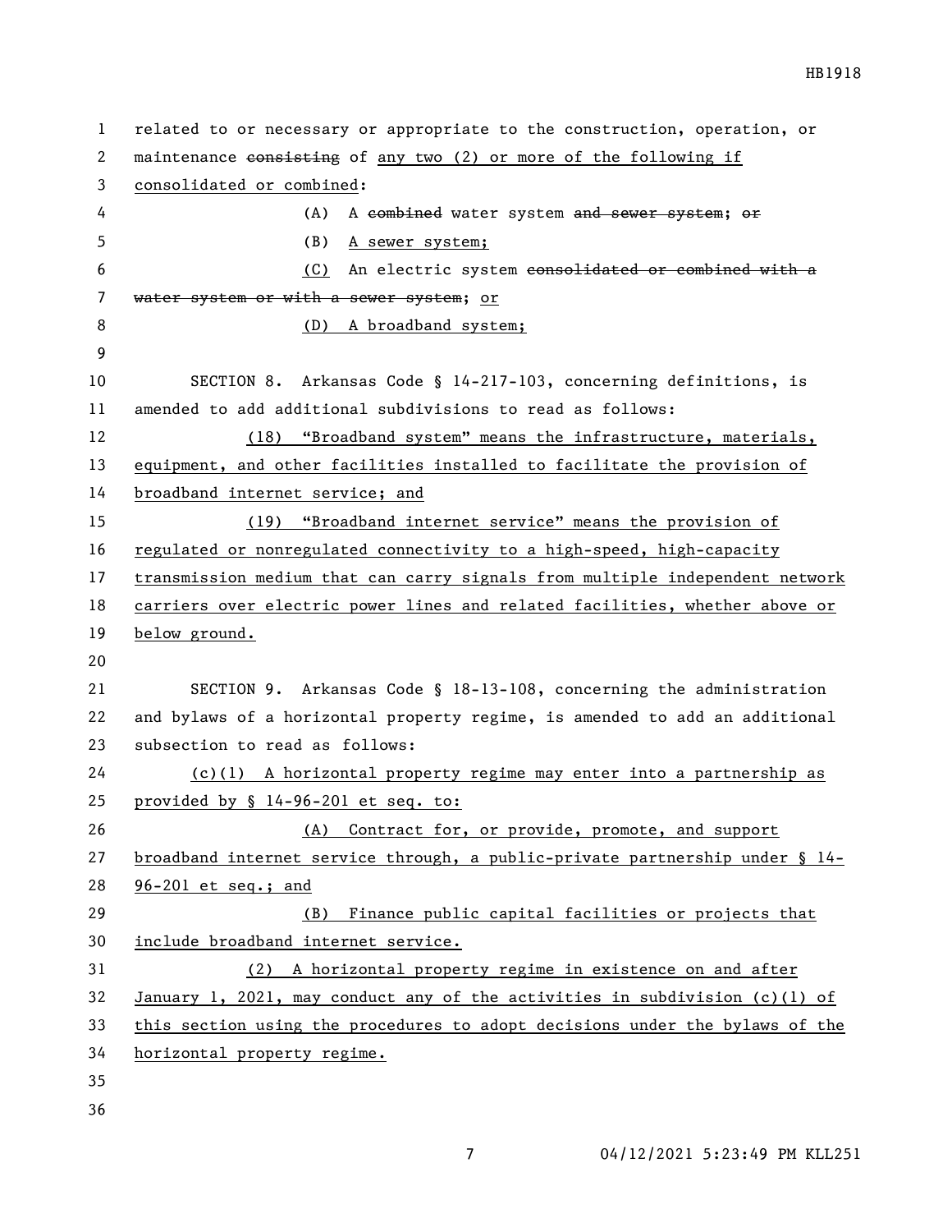related to or necessary or appropriate to the construction, operation, or maintenance ~~consisting~~ of any two (2) or more of the following if consolidated or combined:

(A) A ~~combined~~ water system ~~and sewer system~~; ~~or~~

(B) A sewer system;

(C) An electric system ~~consolidated or combined with a water system or with a sewer system~~; or

(D) A broadband system;

SECTION 8. Arkansas Code § 14-217-103, concerning definitions, is amended to add additional subdivisions to read as follows:

(18) "Broadband system" means the infrastructure, materials, equipment, and other facilities installed to facilitate the provision of broadband internet service; and

(19) "Broadband internet service" means the provision of regulated or nonregulated connectivity to a high-speed, high-capacity transmission medium that can carry signals from multiple independent network carriers over electric power lines and related facilities, whether above or below ground.

SECTION 9. Arkansas Code § 18-13-108, concerning the administration and bylaws of a horizontal property regime, is amended to add an additional subsection to read as follows:

(c)(1) A horizontal property regime may enter into a partnership as provided by § 14-96-201 et seq. to:

(A) Contract for, or provide, promote, and support broadband internet service through, a public-private partnership under § 14-96-201 et seq.; and

(B) Finance public capital facilities or projects that include broadband internet service.

(2) A horizontal property regime in existence on and after January 1, 2021, may conduct any of the activities in subdivision (c)(1) of this section using the procedures to adopt decisions under the bylaws of the horizontal property regime.